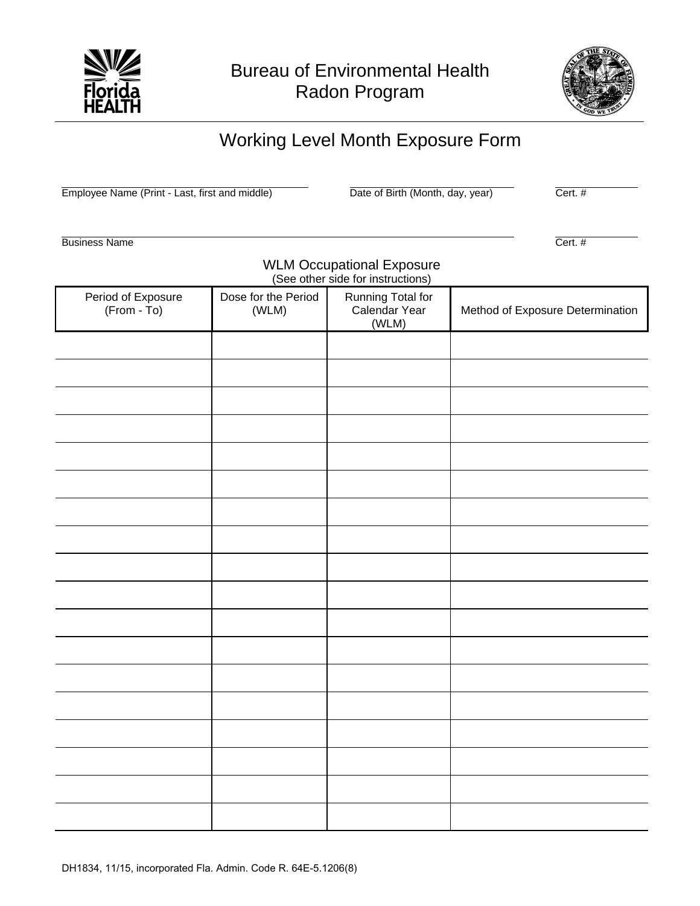Bureau of Environmental Health
Radon Program

# Working Level Month Exposure Form

Employee Name (Print - Last, first and middle) ____________________ Date of Birth (Month, day, year) ____________________ Cert. # ____________

Business Name ________________________________________ Cert. # ____________

## WLM Occupational Exposure

(See other side for instructions)

| Period of Exposure (From - To) | Dose for the Period (WLM) | Running Total for Calendar Year (WLM) | Method of Exposure Determination |
|---|---|---|---|
| | | | |
| | | | |
| | | | |
| | | | |
| | | | |
| | | | |
| | | | |
| | | | |
| | | | |
| | | | |
| | | | |
| | | | |
| | | | |
| | | | |
| | | | |
| | | | |
| | | | |
| | | | |

DH1834, 11/15, incorporated Fla. Admin. Code R. 64E-5.1206(8)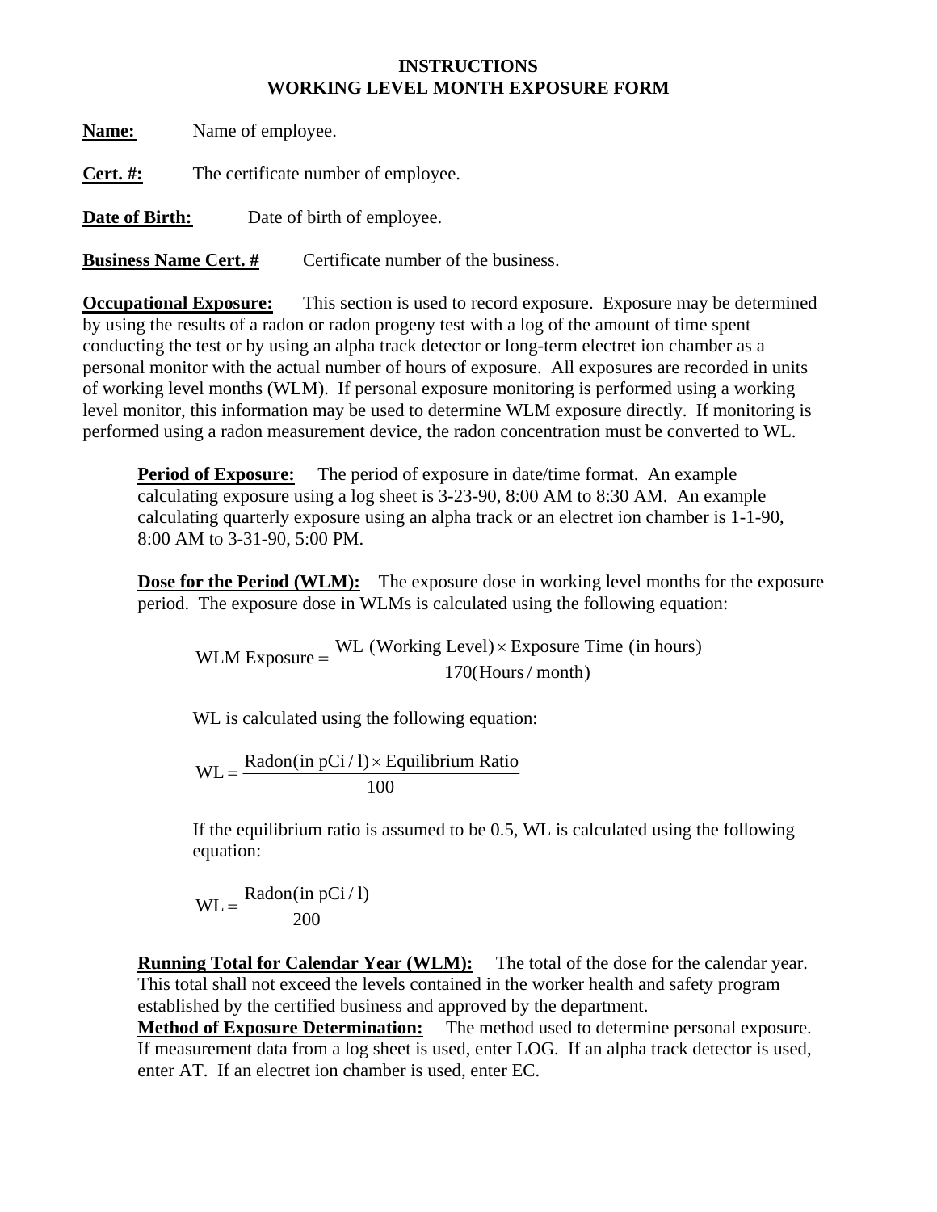# INSTRUCTIONS
# WORKING LEVEL MONTH EXPOSURE FORM

**Name:** Name of employee.

**Cert. #:** The certificate number of employee.

**Date of Birth:** Date of birth of employee.

**Business Name Cert. #** Certificate number of the business.

**Occupational Exposure:** This section is used to record exposure. Exposure may be determined by using the results of a radon or radon progeny test with a log of the amount of time spent conducting the test or by using an alpha track detector or long-term electret ion chamber as a personal monitor with the actual number of hours of exposure. All exposures are recorded in units of working level months (WLM). If personal exposure monitoring is performed using a working level monitor, this information may be used to determine WLM exposure directly. If monitoring is performed using a radon measurement device, the radon concentration must be converted to WL.

**Period of Exposure:** The period of exposure in date/time format. An example calculating exposure using a log sheet is 3-23-90, 8:00 AM to 8:30 AM. An example calculating quarterly exposure using an alpha track or an electret ion chamber is 1-1-90, 8:00 AM to 3-31-90, 5:00 PM.

**Dose for the Period (WLM):** The exposure dose in working level months for the exposure period. The exposure dose in WLMs is calculated using the following equation:

$$\text{WLM Exposure} = \frac{\text{WL (Working Level)} \times \text{Exposure Time (in hours)}}{170(\text{Hours / month})}$$

WL is calculated using the following equation:

$$\text{WL} = \frac{\text{Radon(in pCi / l)} \times \text{Equilibrium Ratio}}{100}$$

If the equilibrium ratio is assumed to be 0.5, WL is calculated using the following equation:

$$\text{WL} = \frac{\text{Radon(in pCi / l)}}{200}$$

**Running Total for Calendar Year (WLM):** The total of the dose for the calendar year. This total shall not exceed the levels contained in the worker health and safety program established by the certified business and approved by the department.

**Method of Exposure Determination:** The method used to determine personal exposure. If measurement data from a log sheet is used, enter LOG. If an alpha track detector is used, enter AT. If an electret ion chamber is used, enter EC.